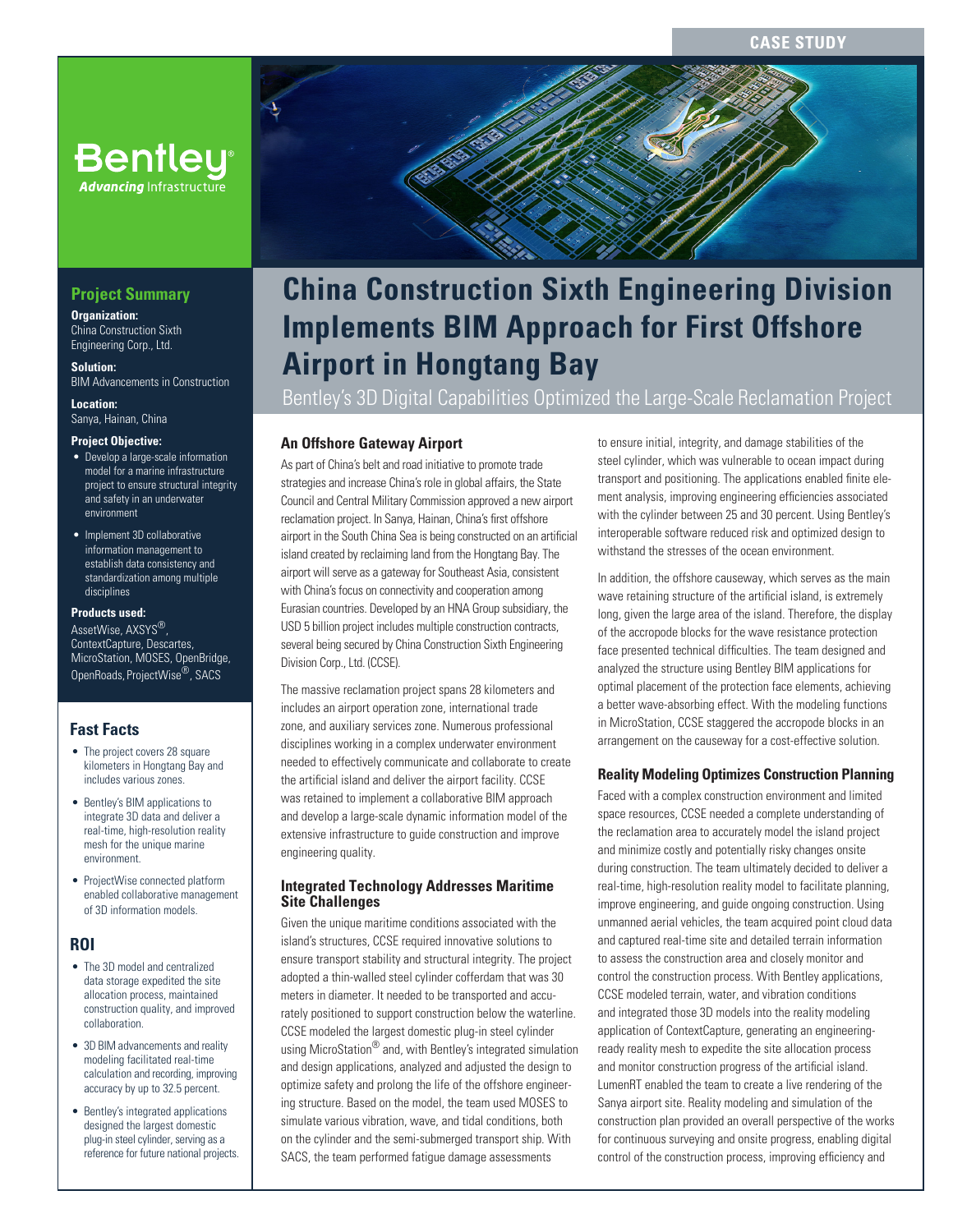CASE STUDY

# China Construction Sixth Engineering Division Implements BIM Approach for First Offshore Airport in Hongtang Bay

Bentley's 3D Digital Capabilities Optimized the Large-Scale Reclamation Project

## Project Summary

**Organization:**
China Construction Sixth Engineering Corp., Ltd.

**Solution:**
BIM Advancements in Construction

**Location:**
Sanya, Hainan, China

**Project Objective:**

- Develop a large-scale information model for a marine infrastructure project to ensure structural integrity and safety in an underwater environment
- Implement 3D collaborative information management to establish data consistency and standardization among multiple disciplines

**Products used:**
AssetWise, AXSYS®, ContextCapture, Descartes, MicroStation, MOSES, OpenBridge, OpenRoads, ProjectWise®, SACS

## Fast Facts

- The project covers 28 square kilometers in Hongtang Bay and includes various zones.
- Bentley's BIM applications to integrate 3D data and deliver a real-time, high-resolution reality mesh for the unique marine environment.
- ProjectWise connected platform enabled collaborative management of 3D information models.

## ROI

- The 3D model and centralized data storage expedited the site allocation process, maintained construction quality, and improved collaboration.
- 3D BIM advancements and reality modeling facilitated real-time calculation and recording, improving accuracy by up to 32.5 percent.
- Bentley's integrated applications designed the largest domestic plug-in steel cylinder, serving as a reference for future national projects.

### An Offshore Gateway Airport

As part of China's belt and road initiative to promote trade strategies and increase China's role in global affairs, the State Council and Central Military Commission approved a new airport reclamation project. In Sanya, Hainan, China's first offshore airport in the South China Sea is being constructed on an artificial island created by reclaiming land from the Hongtang Bay. The airport will serve as a gateway for Southeast Asia, consistent with China's focus on connectivity and cooperation among Eurasian countries. Developed by an HNA Group subsidiary, the USD 5 billion project includes multiple construction contracts, several being secured by China Construction Sixth Engineering Division Corp., Ltd. (CCSE).

The massive reclamation project spans 28 kilometers and includes an airport operation zone, international trade zone, and auxiliary services zone. Numerous professional disciplines working in a complex underwater environment needed to effectively communicate and collaborate to create the artificial island and deliver the airport facility. CCSE was retained to implement a collaborative BIM approach and develop a large-scale dynamic information model of the extensive infrastructure to guide construction and improve engineering quality.

### Integrated Technology Addresses Maritime Site Challenges

Given the unique maritime conditions associated with the island's structures, CCSE required innovative solutions to ensure transport stability and structural integrity. The project adopted a thin-walled steel cylinder cofferdam that was 30 meters in diameter. It needed to be transported and accurately positioned to support construction below the waterline. CCSE modeled the largest domestic plug-in steel cylinder using MicroStation® and, with Bentley's integrated simulation and design applications, analyzed and adjusted the design to optimize safety and prolong the life of the offshore engineering structure. Based on the model, the team used MOSES to simulate various vibration, wave, and tidal conditions, both on the cylinder and the semi-submerged transport ship. With SACS, the team performed fatigue damage assessments to ensure initial, integrity, and damage stabilities of the steel cylinder, which was vulnerable to ocean impact during transport and positioning. The applications enabled finite element analysis, improving engineering efficiencies associated with the cylinder between 25 and 30 percent. Using Bentley's interoperable software reduced risk and optimized design to withstand the stresses of the ocean environment.

In addition, the offshore causeway, which serves as the main wave retaining structure of the artificial island, is extremely long, given the large area of the island. Therefore, the display of the accropode blocks for the wave resistance protection face presented technical difficulties. The team designed and analyzed the structure using Bentley BIM applications for optimal placement of the protection face elements, achieving a better wave-absorbing effect. With the modeling functions in MicroStation, CCSE staggered the accropode blocks in an arrangement on the causeway for a cost-effective solution.

### Reality Modeling Optimizes Construction Planning

Faced with a complex construction environment and limited space resources, CCSE needed a complete understanding of the reclamation area to accurately model the island project and minimize costly and potentially risky changes onsite during construction. The team ultimately decided to deliver a real-time, high-resolution reality model to facilitate planning, improve engineering, and guide ongoing construction. Using unmanned aerial vehicles, the team acquired point cloud data and captured real-time site and detailed terrain information to assess the construction area and closely monitor and control the construction process. With Bentley applications, CCSE modeled terrain, water, and vibration conditions and integrated those 3D models into the reality modeling application of ContextCapture, generating an engineering-ready reality mesh to expedite the site allocation process and monitor construction progress of the artificial island. LumenRT enabled the team to create a live rendering of the Sanya airport site. Reality modeling and simulation of the construction plan provided an overall perspective of the works for continuous surveying and onsite progress, enabling digital control of the construction process, improving efficiency and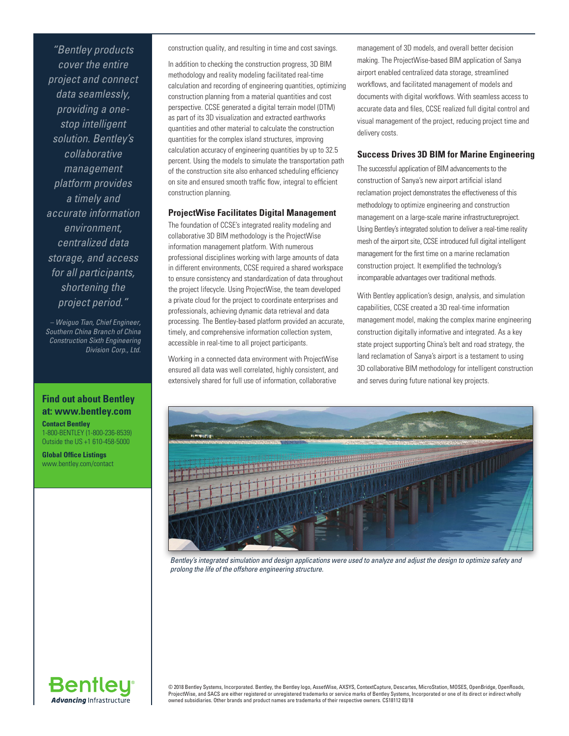construction quality, and resulting in time and cost savings.

In addition to checking the construction progress, 3D BIM methodology and reality modeling facilitated real-time calculation and recording of engineering quantities, optimizing construction planning from a material quantities and cost perspective. CCSE generated a digital terrain model (DTM) as part of its 3D visualization and extracted earthworks quantities and other material to calculate the construction quantities for the complex island structures, improving calculation accuracy of engineering quantities by up to 32.5 percent. Using the models to simulate the transportation path of the construction site also enhanced scheduling efficiency on site and ensured smooth traffic flow, integral to efficient construction planning.

### ProjectWise Facilitates Digital Management

The foundation of CCSE's integrated reality modeling and collaborative 3D BIM methodology is the ProjectWise information management platform. With numerous professional disciplines working with large amounts of data in different environments, CCSE required a shared workspace to ensure consistency and standardization of data throughout the project lifecycle. Using ProjectWise, the team developed a private cloud for the project to coordinate enterprises and professionals, achieving dynamic data retrieval and data processing. The Bentley-based platform provided an accurate, timely, and comprehensive information collection system, accessible in real-time to all project participants.

Working in a connected data environment with ProjectWise ensured all data was well correlated, highly consistent, and extensively shared for full use of information, collaborative management of 3D models, and overall better decision making. The ProjectWise-based BIM application of Sanya airport enabled centralized data storage, streamlined workflows, and facilitated management of models and documents with digital workflows. With seamless access to accurate data and files, CCSE realized full digital control and visual management of the project, reducing project time and delivery costs.

### Success Drives 3D BIM for Marine Engineering

The successful application of BIM advancements to the construction of Sanya's new airport artificial island reclamation project demonstrates the effectiveness of this methodology to optimize engineering and construction management on a large-scale marine infrastructureproject. Using Bentley's integrated solution to deliver a real-time reality mesh of the airport site, CCSE introduced full digital intelligent management for the first time on a marine reclamation construction project. It exemplified the technology's incomparable advantages over traditional methods.

With Bentley application's design, analysis, and simulation capabilities, CCSE created a 3D real-time information management model, making the complex marine engineering construction digitally informative and integrated. As a key state project supporting China's belt and road strategy, the land reclamation of Sanya's airport is a testament to using 3D collaborative BIM methodology for intelligent construction and serves during future national key projects.

*Bentley's integrated simulation and design applications were used to analyze and adjust the design to optimize safety and prolong the life of the offshore engineering structure.*

*"Bentley products cover the entire project and connect data seamlessly, providing a one-stop intelligent solution. Bentley's collaborative management platform provides a timely and accurate information environment, centralized data storage, and access for all participants, shortening the project period."*

*– Weiguo Tian, Chief Engineer, Southern China Branch of China Construction Sixth Engineering Division Corp., Ltd.*

**Find out about Bentley at: www.bentley.com**

**Contact Bentley**
1-800-BENTLEY (1-800-236-8539)
Outside the US +1 610-458-5000

**Global Office Listings**
www.bentley.com/contact

© 2018 Bentley Systems, Incorporated. Bentley, the Bentley logo, AssetWise, AXSYS, ContextCapture, Descartes, MicroStation, MOSES, OpenBridge, OpenRoads, ProjectWise, and SACS are either registered or unregistered trademarks or service marks of Bentley Systems, Incorporated or one of its direct or indirect wholly owned subsidiaries. Other brands and product names are trademarks of their respective owners. CS18112 03/18